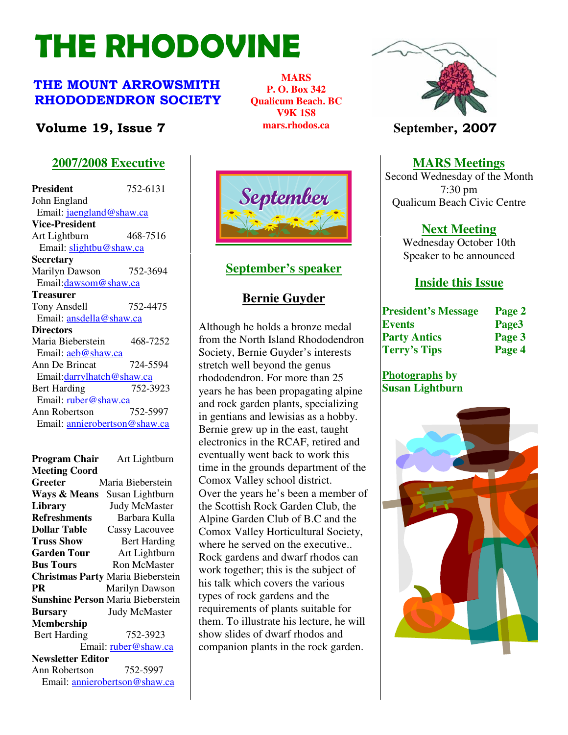# THE RHODOVINE

## THE MOUNT ARROWSMITH RHODODENDRON SOCIETY

**MARS**
**P. O. Box 342**
**Qualicum Beach. BC**
**V9K 1S8**
**mars.rhodos.ca**

**Volume 19, Issue 7**

**September, 2007**

## 2007/2008 Executive

**President** 752-6131
John England
Email: jaengland@shaw.ca

**Vice-President**
Art Lightburn 468-7516
Email: slightbu@shaw.ca

**Secretary**
Marilyn Dawson 752-3694
Email: dawsom@shaw.ca

**Treasurer**
Tony Ansdell 752-4475
Email: ansdella@shaw.ca

**Directors**
Maria Bieberstein 468-7252
Email: aeb@shaw.ca
Ann De Brincat 724-5594
Email: darrylhatch@shaw.ca
Bert Harding 752-3923
Email: ruber@shaw.ca
Ann Robertson 752-5997
Email: annierobertson@shaw.ca

**Program Chair** Art Lightburn
**Meeting Coord**
**Greeter** Maria Bieberstein
**Ways & Means** Susan Lightburn
**Library** Judy McMaster
**Refreshments** Barbara Kulla
**Dollar Table** Cassy Lacouvee
**Truss Show** Bert Harding
**Garden Tour** Art Lightburn
**Bus Tours** Ron McMaster
**Christmas Party** Maria Bieberstein
**PR** Marilyn Dawson
**Sunshine Person** Maria Bieberstein
**Bursary** Judy McMaster
**Membership**
Bert Harding 752-3923
Email: ruber@shaw.ca
**Newsletter Editor**
Ann Robertson 752-5997
Email: annierobertson@shaw.ca

## September's speaker

### Bernie Guyder

Although he holds a bronze medal from the North Island Rhododendron Society, Bernie Guyder's interests stretch well beyond the genus rhododendron. For more than 25 years he has been propagating alpine and rock garden plants, specializing in gentians and lewisias as a hobby. Bernie grew up in the east, taught electronics in the RCAF, retired and eventually went back to work this time in the grounds department of the Comox Valley school district.
Over the years he's been a member of the Scottish Rock Garden Club, the Alpine Garden Club of B.C and the Comox Valley Horticultural Society, where he served on the executive..
Rock gardens and dwarf rhodos can work together; this is the subject of his talk which covers the various types of rock gardens and the requirements of plants suitable for them. To illustrate his lecture, he will show slides of dwarf rhodos and companion plants in the rock garden.

## MARS Meetings

Second Wednesday of the Month
7:30 pm
Qualicum Beach Civic Centre

## Next Meeting

Wednesday October 10th
Speaker to be announced

## Inside this Issue

| | |
|---|---|
| **President's Message** | **Page 2** |
| **Events** | **Page3** |
| **Party Antics** | **Page 3** |
| **Terry's Tips** | **Page 4** |

**Photographs by Susan Lightburn**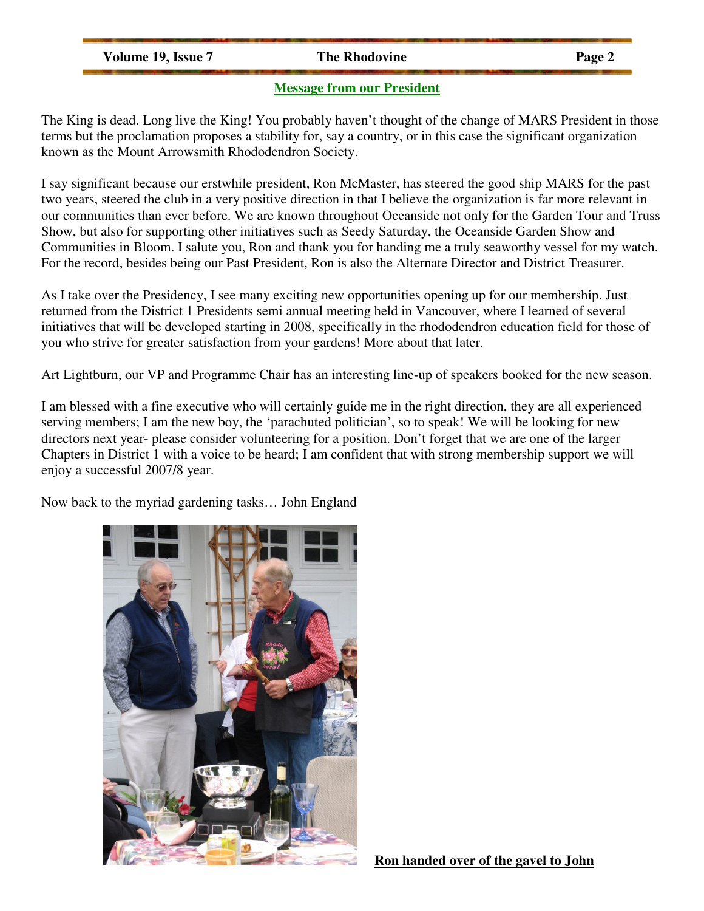## Message from our President

The King is dead. Long live the King! You probably haven't thought of the change of MARS President in those terms but the proclamation proposes a stability for, say a country, or in this case the significant organization known as the Mount Arrowsmith Rhododendron Society.

I say significant because our erstwhile president, Ron McMaster, has steered the good ship MARS for the past two years, steered the club in a very positive direction in that I believe the organization is far more relevant in our communities than ever before. We are known throughout Oceanside not only for the Garden Tour and Truss Show, but also for supporting other initiatives such as Seedy Saturday, the Oceanside Garden Show and Communities in Bloom. I salute you, Ron and thank you for handing me a truly seaworthy vessel for my watch. For the record, besides being our Past President, Ron is also the Alternate Director and District Treasurer.

As I take over the Presidency, I see many exciting new opportunities opening up for our membership. Just returned from the District 1 Presidents semi annual meeting held in Vancouver, where I learned of several initiatives that will be developed starting in 2008, specifically in the rhododendron education field for those of you who strive for greater satisfaction from your gardens! More about that later.

Art Lightburn, our VP and Programme Chair has an interesting line-up of speakers booked for the new season.

I am blessed with a fine executive who will certainly guide me in the right direction, they are all experienced serving members; I am the new boy, the 'parachuted politician', so to speak! We will be looking for new directors next year- please consider volunteering for a position. Don't forget that we are one of the larger Chapters in District 1 with a voice to be heard; I am confident that with strong membership support we will enjoy a successful 2007/8 year.

Now back to the myriad gardening tasks… John England

**Ron handed over of the gavel to John**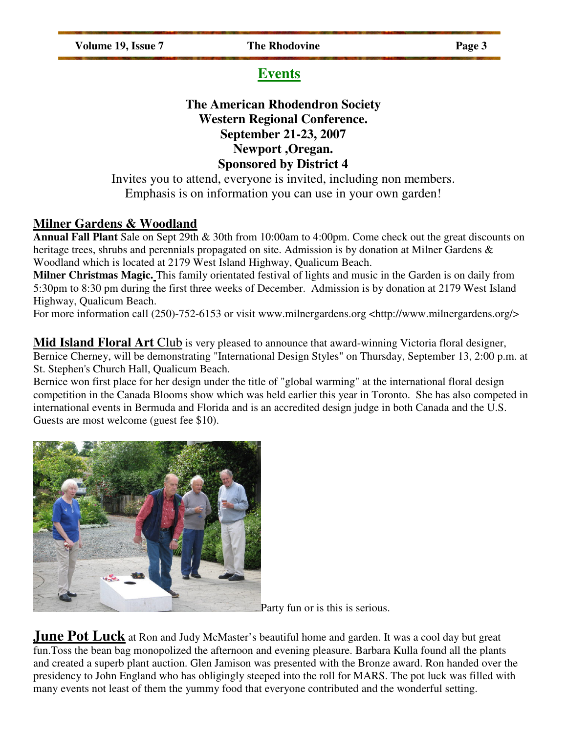## Events

**The American Rhodendron Society**
**Western Regional Conference.**
**September 21-23, 2007**
**Newport ,Oregan.**
**Sponsored by District 4**

Invites you to attend, everyone is invited, including non members.
Emphasis is on information you can use in your own garden!

### Milner Gardens & Woodland

**Annual Fall Plant** Sale on Sept 29th & 30th from 10:00am to 4:00pm. Come check out the great discounts on heritage trees, shrubs and perennials propagated on site. Admission is by donation at Milner Gardens & Woodland which is located at 2179 West Island Highway, Qualicum Beach.

**Milner Christmas Magic.** This family orientated festival of lights and music in the Garden is on daily from 5:30pm to 8:30 pm during the first three weeks of December. Admission is by donation at 2179 West Island Highway, Qualicum Beach.

For more information call (250)-752-6153 or visit www.milnergardens.org <http://www.milnergardens.org/>

**Mid Island Floral Art** Club is very pleased to announce that award-winning Victoria floral designer, Bernice Cherney, will be demonstrating "International Design Styles" on Thursday, September 13, 2:00 p.m. at St. Stephen's Church Hall, Qualicum Beach.

Bernice won first place for her design under the title of "global warming" at the international floral design competition in the Canada Blooms show which was held earlier this year in Toronto. She has also competed in international events in Bermuda and Florida and is an accredited design judge in both Canada and the U.S. Guests are most welcome (guest fee $10).

Party fun or is this is serious.

**June Pot Luck** at Ron and Judy McMaster's beautiful home and garden. It was a cool day but great fun.Toss the bean bag monopolized the afternoon and evening pleasure. Barbara Kulla found all the plants and created a superb plant auction. Glen Jamison was presented with the Bronze award. Ron handed over the presidency to John England who has obligingly steeped into the roll for MARS. The pot luck was filled with many events not least of them the yummy food that everyone contributed and the wonderful setting.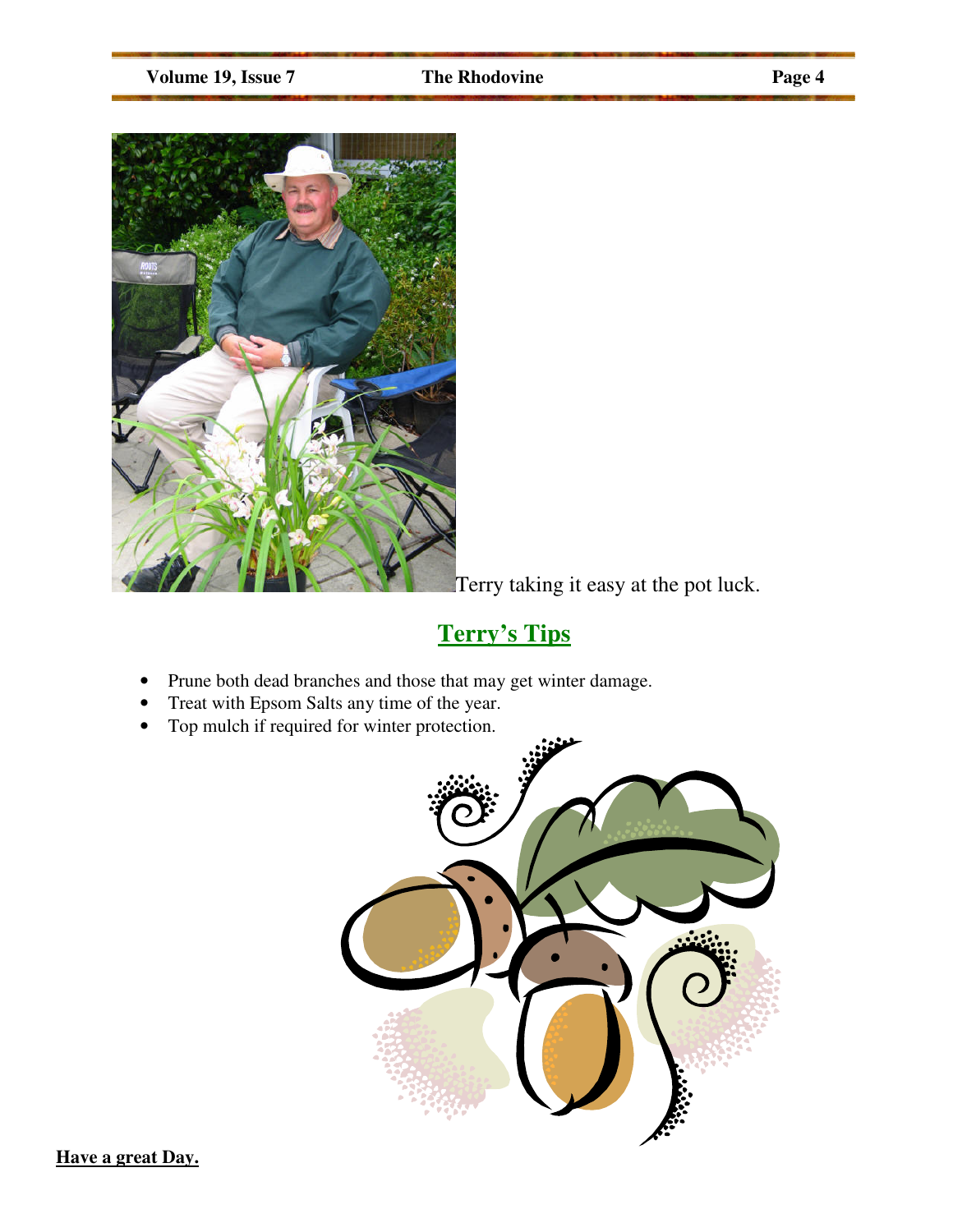Terry taking it easy at the pot luck.

## Terry's Tips

- Prune both dead branches and those that may get winter damage.
- Treat with Epsom Salts any time of the year.
- Top mulch if required for winter protection.

**Have a great Day.**